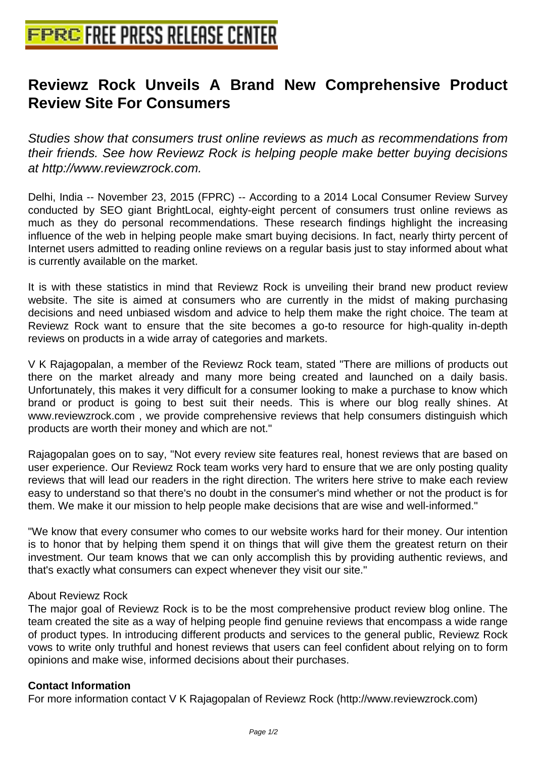# Reviewz Rock Unveils A Brand New Comprehensive Product Review Site For Consumers

*Studies show that consumers trust online reviews as much as recommendations from their friends. See how Reviewz Rock is helping people make better buying decisions at http://www.reviewzrock.com.*

Delhi, India -- November 23, 2015 (FPRC) -- According to a 2014 Local Consumer Review Survey conducted by SEO giant BrightLocal, eighty-eight percent of consumers trust online reviews as much as they do personal recommendations. These research findings highlight the increasing influence of the web in helping people make smart buying decisions. In fact, nearly thirty percent of Internet users admitted to reading online reviews on a regular basis just to stay informed about what is currently available on the market.

It is with these statistics in mind that Reviewz Rock is unveiling their brand new product review website. The site is aimed at consumers who are currently in the midst of making purchasing decisions and need unbiased wisdom and advice to help them make the right choice. The team at Reviewz Rock want to ensure that the site becomes a go-to resource for high-quality in-depth reviews on products in a wide array of categories and markets.

V K Rajagopalan, a member of the Reviewz Rock team, stated "There are millions of products out there on the market already and many more being created and launched on a daily basis. Unfortunately, this makes it very difficult for a consumer looking to make a purchase to know which brand or product is going to best suit their needs. This is where our blog really shines. At www.reviewzrock.com , we provide comprehensive reviews that help consumers distinguish which products are worth their money and which are not."

Rajagopalan goes on to say, "Not every review site features real, honest reviews that are based on user experience. Our Reviewz Rock team works very hard to ensure that we are only posting quality reviews that will lead our readers in the right direction. The writers here strive to make each review easy to understand so that there's no doubt in the consumer's mind whether or not the product is for them. We make it our mission to help people make decisions that are wise and well-informed."

"We know that every consumer who comes to our website works hard for their money. Our intention is to honor that by helping them spend it on things that will give them the greatest return on their investment. Our team knows that we can only accomplish this by providing authentic reviews, and that's exactly what consumers can expect whenever they visit our site."

About Reviewz Rock

The major goal of Reviewz Rock is to be the most comprehensive product review blog online. The team created the site as a way of helping people find genuine reviews that encompass a wide range of product types. In introducing different products and services to the general public, Reviewz Rock vows to write only truthful and honest reviews that users can feel confident about relying on to form opinions and make wise, informed decisions about their purchases.

**Contact Information**

For more information contact V K Rajagopalan of Reviewz Rock (http://www.reviewzrock.com)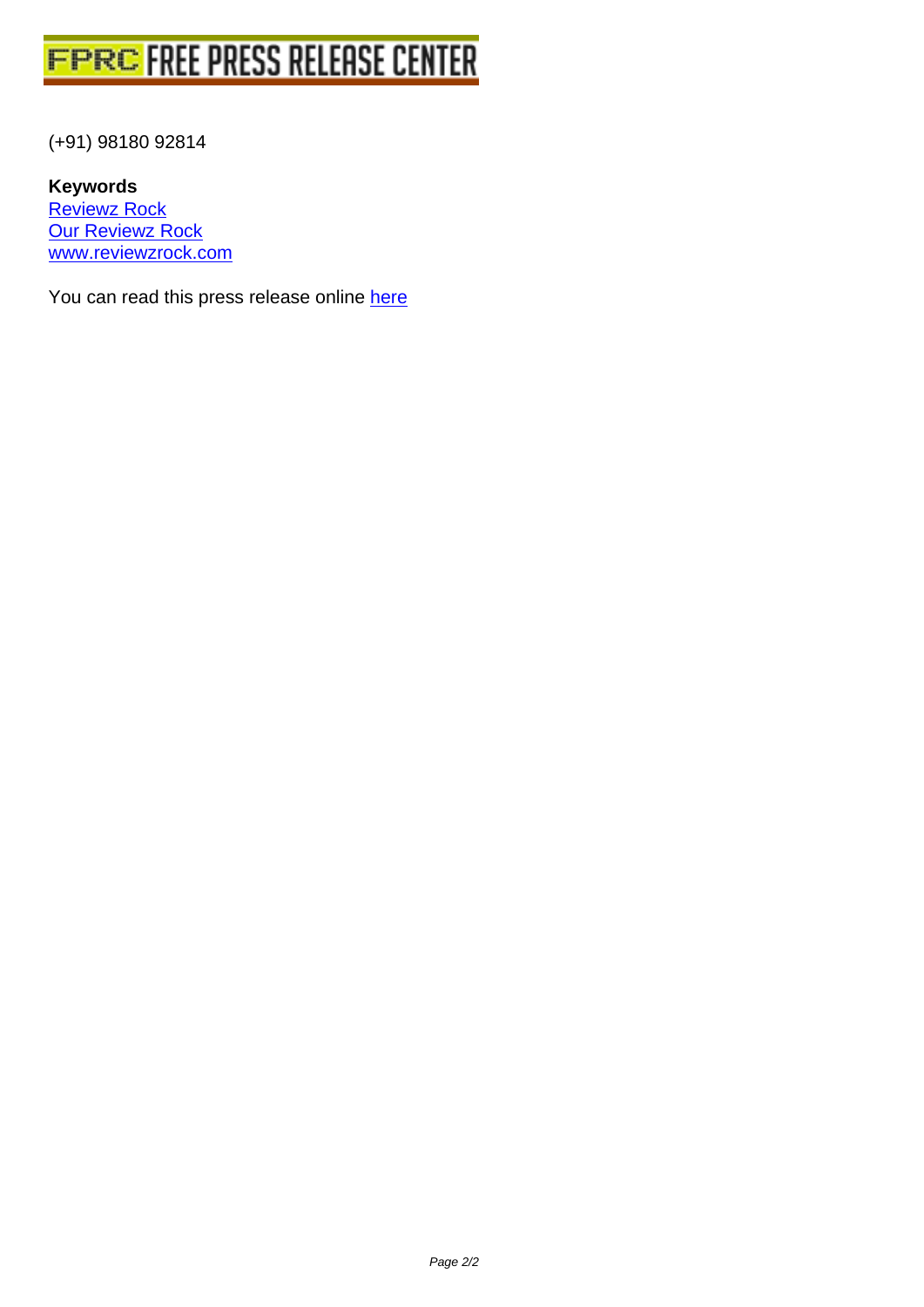(+91) 98180 92814

**Keywords**
Reviewz Rock
Our Reviewz Rock
www.reviewzrock.com

You can read this press release online here